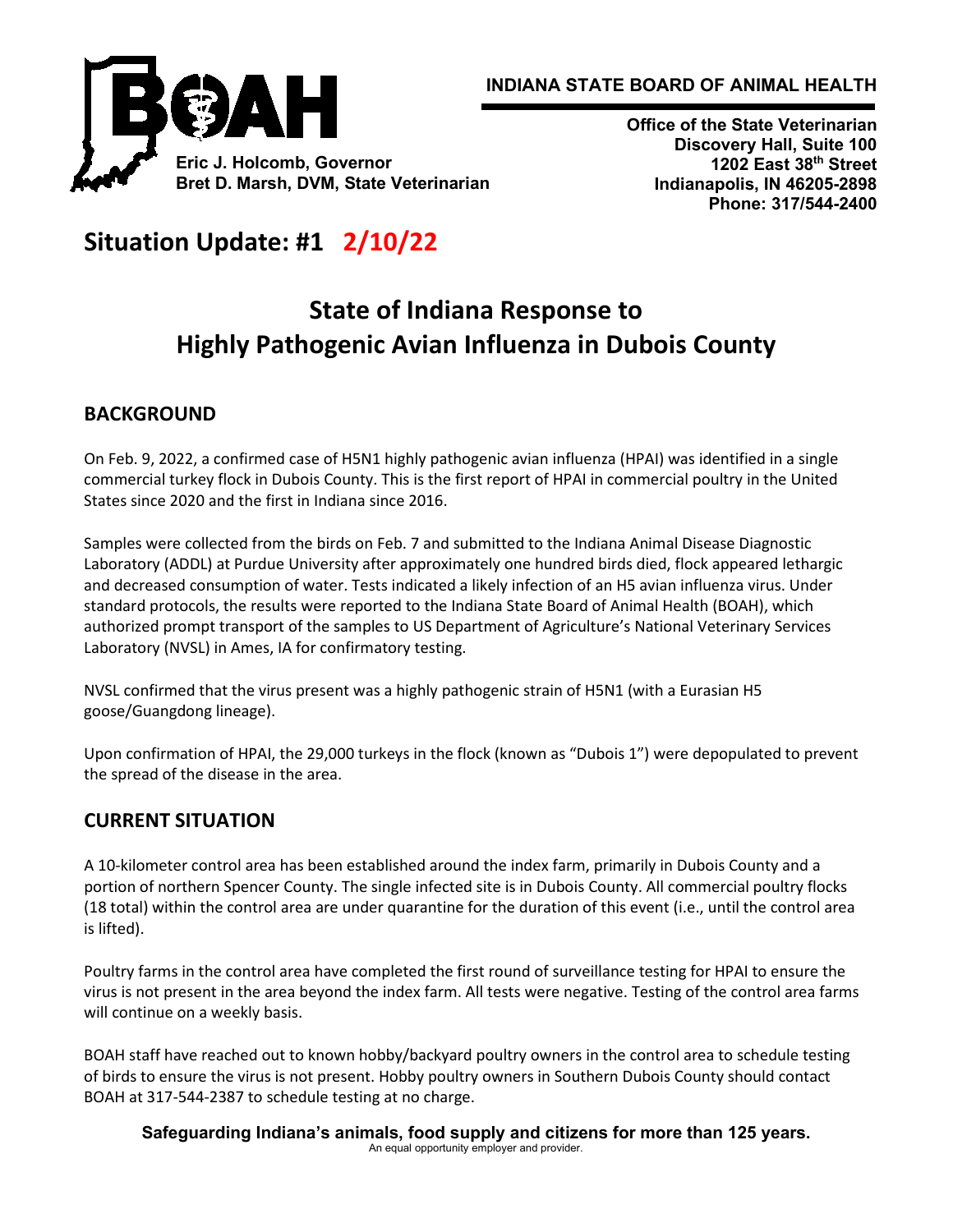**INDIANA STATE BOARD OF ANIMAL HEALTH**

**Eric J. Holcomb, Governor**
**Bret D. Marsh, DVM, State Veterinarian**

**Office of the State Veterinarian**
**Discovery Hall, Suite 100**
**1202 East 38th Street**
**Indianapolis, IN 46205-2898**
**Phone: 317/544-2400**

# Situation Update: #1 2/10/22

# State of Indiana Response to Highly Pathogenic Avian Influenza in Dubois County

## BACKGROUND

On Feb. 9, 2022, a confirmed case of H5N1 highly pathogenic avian influenza (HPAI) was identified in a single commercial turkey flock in Dubois County. This is the first report of HPAI in commercial poultry in the United States since 2020 and the first in Indiana since 2016.

Samples were collected from the birds on Feb. 7 and submitted to the Indiana Animal Disease Diagnostic Laboratory (ADDL) at Purdue University after approximately one hundred birds died, flock appeared lethargic and decreased consumption of water. Tests indicated a likely infection of an H5 avian influenza virus. Under standard protocols, the results were reported to the Indiana State Board of Animal Health (BOAH), which authorized prompt transport of the samples to US Department of Agriculture's National Veterinary Services Laboratory (NVSL) in Ames, IA for confirmatory testing.

NVSL confirmed that the virus present was a highly pathogenic strain of H5N1 (with a Eurasian H5 goose/Guangdong lineage).

Upon confirmation of HPAI, the 29,000 turkeys in the flock (known as "Dubois 1") were depopulated to prevent the spread of the disease in the area.

## CURRENT SITUATION

A 10-kilometer control area has been established around the index farm, primarily in Dubois County and a portion of northern Spencer County. The single infected site is in Dubois County. All commercial poultry flocks (18 total) within the control area are under quarantine for the duration of this event (i.e., until the control area is lifted).

Poultry farms in the control area have completed the first round of surveillance testing for HPAI to ensure the virus is not present in the area beyond the index farm. All tests were negative. Testing of the control area farms will continue on a weekly basis.

BOAH staff have reached out to known hobby/backyard poultry owners in the control area to schedule testing of birds to ensure the virus is not present. Hobby poultry owners in Southern Dubois County should contact BOAH at 317-544-2387 to schedule testing at no charge.

**Safeguarding Indiana's animals, food supply and citizens for more than 125 years.**
An equal opportunity employer and provider.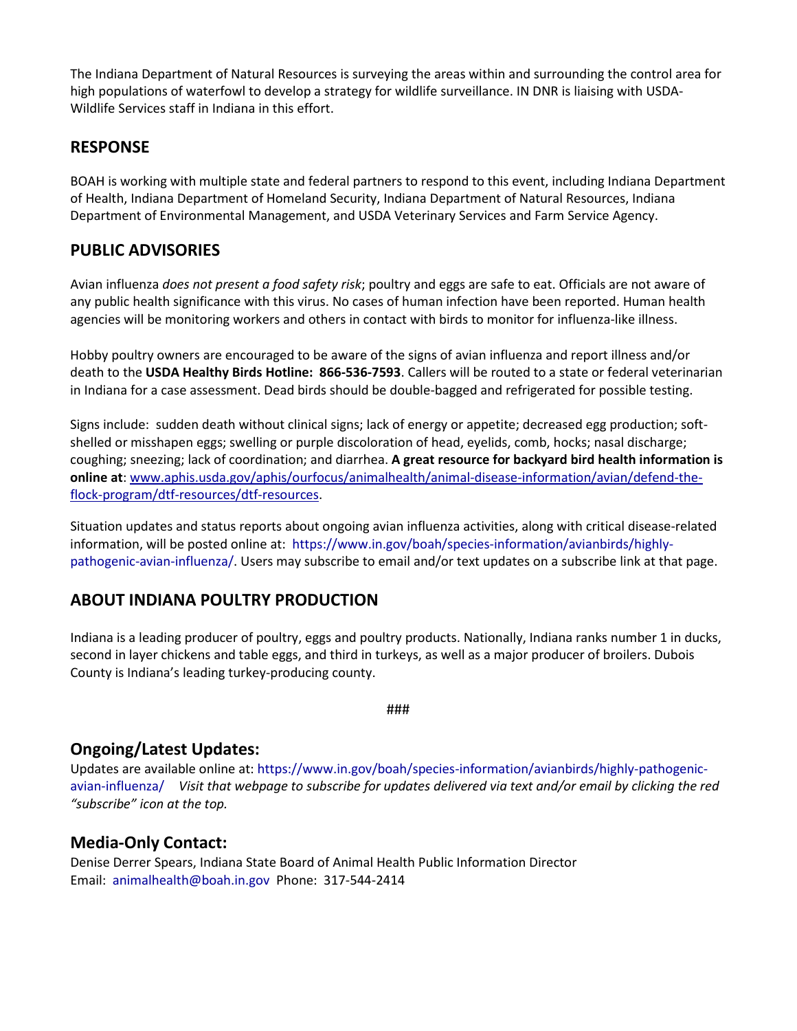The Indiana Department of Natural Resources is surveying the areas within and surrounding the control area for high populations of waterfowl to develop a strategy for wildlife surveillance. IN DNR is liaising with USDA-Wildlife Services staff in Indiana in this effort.

## RESPONSE

BOAH is working with multiple state and federal partners to respond to this event, including Indiana Department of Health, Indiana Department of Homeland Security, Indiana Department of Natural Resources, Indiana Department of Environmental Management, and USDA Veterinary Services and Farm Service Agency.

## PUBLIC ADVISORIES

Avian influenza *does not present a food safety risk*; poultry and eggs are safe to eat. Officials are not aware of any public health significance with this virus. No cases of human infection have been reported. Human health agencies will be monitoring workers and others in contact with birds to monitor for influenza-like illness.

Hobby poultry owners are encouraged to be aware of the signs of avian influenza and report illness and/or death to the **USDA Healthy Birds Hotline: 866-536-7593**. Callers will be routed to a state or federal veterinarian in Indiana for a case assessment. Dead birds should be double-bagged and refrigerated for possible testing.

Signs include: sudden death without clinical signs; lack of energy or appetite; decreased egg production; soft-shelled or misshapen eggs; swelling or purple discoloration of head, eyelids, comb, hocks; nasal discharge; coughing; sneezing; lack of coordination; and diarrhea. **A great resource for backyard bird health information is online at**: www.aphis.usda.gov/aphis/ourfocus/animalhealth/animal-disease-information/avian/defend-the-flock-program/dtf-resources/dtf-resources.

Situation updates and status reports about ongoing avian influenza activities, along with critical disease-related information, will be posted online at: https://www.in.gov/boah/species-information/avianbirds/highly-pathogenic-avian-influenza/. Users may subscribe to email and/or text updates on a subscribe link at that page.

## ABOUT INDIANA POULTRY PRODUCTION

Indiana is a leading producer of poultry, eggs and poultry products. Nationally, Indiana ranks number 1 in ducks, second in layer chickens and table eggs, and third in turkeys, as well as a major producer of broilers. Dubois County is Indiana's leading turkey-producing county.

###

## Ongoing/Latest Updates:

Updates are available online at: https://www.in.gov/boah/species-information/avianbirds/highly-pathogenic-avian-influenza/ *Visit that webpage to subscribe for updates delivered via text and/or email by clicking the red "subscribe" icon at the top.*

## Media-Only Contact:

Denise Derrer Spears, Indiana State Board of Animal Health Public Information Director
Email: animalhealth@boah.in.gov Phone: 317-544-2414